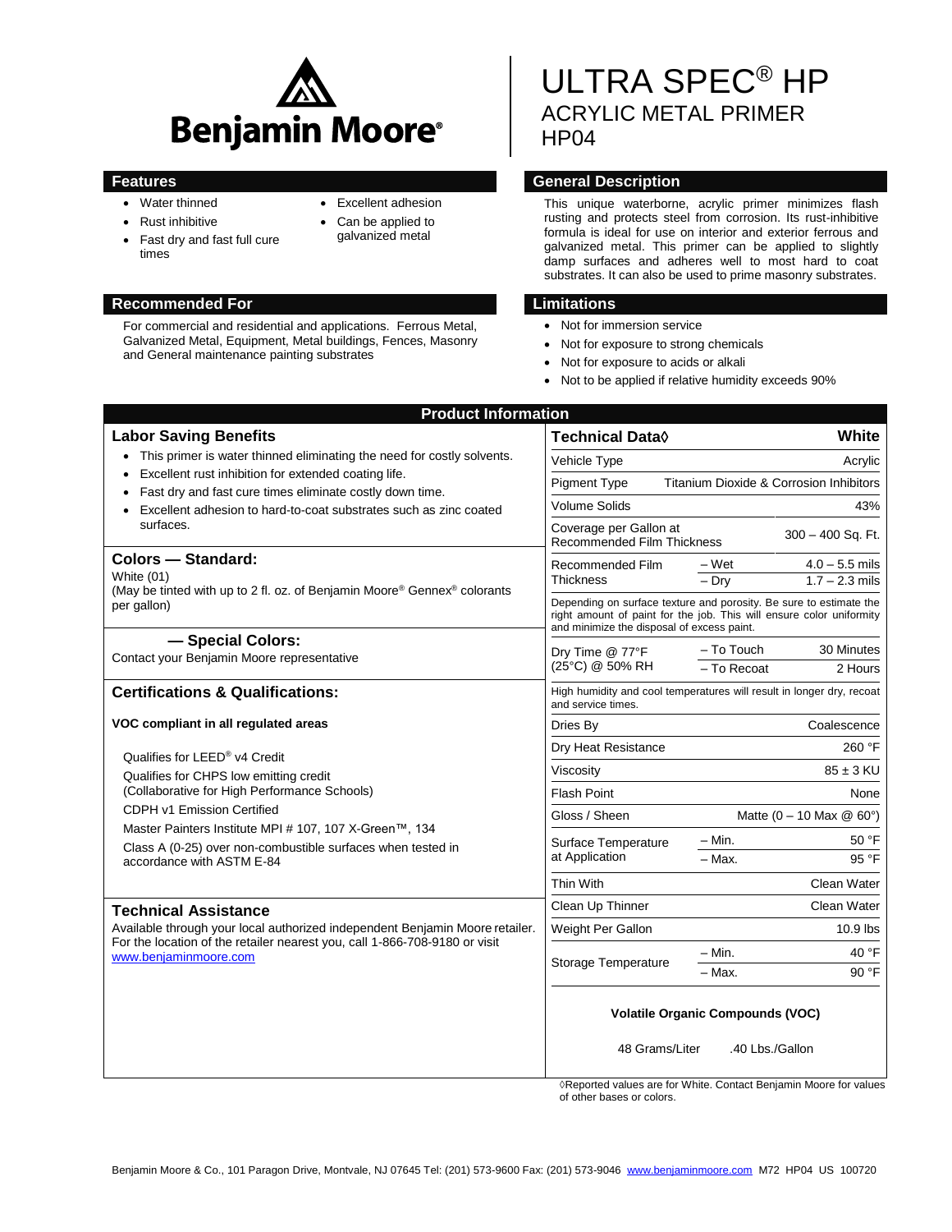# Benjamin Moore

# ULTRA SPEC® HP
## ACRYLIC METAL PRIMER
## HP04

## Features

- Water thinned
- Rust inhibitive
- Fast dry and fast full cure times
- Excellent adhesion
- Can be applied to galvanized metal

## General Description

This unique waterborne, acrylic primer minimizes flash rusting and protects steel from corrosion. Its rust-inhibitive formula is ideal for use on interior and exterior ferrous and galvanized metal. This primer can be applied to slightly damp surfaces and adheres well to most hard to coat substrates. It can also be used to prime masonry substrates.

## Recommended For

For commercial and residential and applications. Ferrous Metal, Galvanized Metal, Equipment, Metal buildings, Fences, Masonry and General maintenance painting substrates

## Limitations

- Not for immersion service
- Not for exposure to strong chemicals
- Not for exposure to acids or alkali
- Not to be applied if relative humidity exceeds 90%

## Product Information

### Labor Saving Benefits

- This primer is water thinned eliminating the need for costly solvents.
- Excellent rust inhibition for extended coating life.
- Fast dry and fast cure times eliminate costly down time.
- Excellent adhesion to hard-to-coat substrates such as zinc coated surfaces.

### Colors — Standard:

White (01)
(May be tinted with up to 2 fl. oz. of Benjamin Moore® Gennex® colorants per gallon)

### — Special Colors:

Contact your Benjamin Moore representative

### Certifications & Qualifications:

**VOC compliant in all regulated areas**

Qualifies for LEED® v4 Credit
Qualifies for CHPS low emitting credit (Collaborative for High Performance Schools)
CDPH v1 Emission Certified
Master Painters Institute MPI # 107, 107 X-Green™, 134
Class A (0-25) over non-combustible surfaces when tested in accordance with ASTM E-84

### Technical Assistance

Available through your local authorized independent Benjamin Moore retailer. For the location of the retailer nearest you, call 1-866-708-9180 or visit www.benjaminmoore.com

| Technical Data◊ | | White |
|---|---|---|
| Vehicle Type | | Acrylic |
| Pigment Type | | Titanium Dioxide & Corrosion Inhibitors |
| Volume Solids | | 43% |
| Coverage per Gallon at Recommended Film Thickness | | 300 – 400 Sq. Ft. |
| Recommended Film Thickness | – Wet | 4.0 – 5.5 mils |
| | – Dry | 1.7 – 2.3 mils |
| Depending on surface texture and porosity. Be sure to estimate the right amount of paint for the job. This will ensure color uniformity and minimize the disposal of excess paint. | | |
| Dry Time @ 77°F (25°C) @ 50% RH | – To Touch | 30 Minutes |
| | – To Recoat | 2 Hours |
| High humidity and cool temperatures will result in longer dry, recoat and service times. | | |
| Dries By | | Coalescence |
| Dry Heat Resistance | | 260 °F |
| Viscosity | | 85 ± 3 KU |
| Flash Point | | None |
| Gloss / Sheen | | Matte (0 – 10 Max @ 60°) |
| Surface Temperature at Application | – Min. | 50 °F |
| | – Max. | 95 °F |
| Thin With | | Clean Water |
| Clean Up Thinner | | Clean Water |
| Weight Per Gallon | | 10.9 lbs |
| Storage Temperature | – Min. | 40 °F |
| | – Max. | 90 °F |

**Volatile Organic Compounds (VOC)**

48 Grams/Liter .40 Lbs./Gallon

◊Reported values are for White. Contact Benjamin Moore for values of other bases or colors.

Benjamin Moore & Co., 101 Paragon Drive, Montvale, NJ 07645 Tel: (201) 573-9600 Fax: (201) 573-9046 www.benjaminmoore.com M72 HP04 US 100720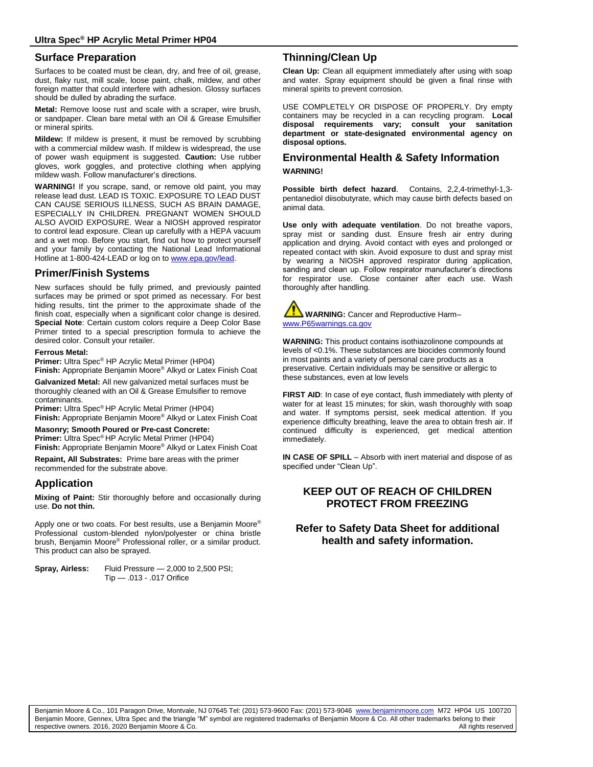## Surface Preparation

Surfaces to be coated must be clean, dry, and free of oil, grease, dust, flaky rust, mill scale, loose paint, chalk, mildew, and other foreign matter that could interfere with adhesion. Glossy surfaces should be dulled by abrading the surface.

**Metal:** Remove loose rust and scale with a scraper, wire brush, or sandpaper. Clean bare metal with an Oil & Grease Emulsifier or mineral spirits.

**Mildew:** If mildew is present, it must be removed by scrubbing with a commercial mildew wash. If mildew is widespread, the use of power wash equipment is suggested. **Caution:** Use rubber gloves, work goggles, and protective clothing when applying mildew wash. Follow manufacturer's directions.

**WARNING!** If you scrape, sand, or remove old paint, you may release lead dust. LEAD IS TOXIC. EXPOSURE TO LEAD DUST CAN CAUSE SERIOUS ILLNESS, SUCH AS BRAIN DAMAGE, ESPECIALLY IN CHILDREN. PREGNANT WOMEN SHOULD ALSO AVOID EXPOSURE. Wear a NIOSH approved respirator to control lead exposure. Clean up carefully with a HEPA vacuum and a wet mop. Before you start, find out how to protect yourself and your family by contacting the National Lead Informational Hotline at 1-800-424-LEAD or log on to www.epa.gov/lead.

## Primer/Finish Systems

New surfaces should be fully primed, and previously painted surfaces may be primed or spot primed as necessary. For best hiding results, tint the primer to the approximate shade of the finish coat, especially when a significant color change is desired. **Special Note**: Certain custom colors require a Deep Color Base Primer tinted to a special prescription formula to achieve the desired color. Consult your retailer.

**Ferrous Metal:**
**Primer:** Ultra Spec® HP Acrylic Metal Primer (HP04)
**Finish:** Appropriate Benjamin Moore® Alkyd or Latex Finish Coat

**Galvanized Metal:** All new galvanized metal surfaces must be thoroughly cleaned with an Oil & Grease Emulsifier to remove contaminants.
**Primer:** Ultra Spec® HP Acrylic Metal Primer (HP04)
**Finish:** Appropriate Benjamin Moore® Alkyd or Latex Finish Coat

**Masonry; Smooth Poured or Pre-cast Concrete:**
**Primer:** Ultra Spec® HP Acrylic Metal Primer (HP04)
**Finish:** Appropriate Benjamin Moore® Alkyd or Latex Finish Coat

**Repaint, All Substrates:** Prime bare areas with the primer recommended for the substrate above.

## Application

**Mixing of Paint:** Stir thoroughly before and occasionally during use. **Do not thin.**

Apply one or two coats. For best results, use a Benjamin Moore® Professional custom-blended nylon/polyester or china bristle brush, Benjamin Moore® Professional roller, or a similar product. This product can also be sprayed.

**Spray, Airless:** Fluid Pressure — 2,000 to 2,500 PSI; Tip — .013 - .017 Orifice

## Thinning/Clean Up

**Clean Up:** Clean all equipment immediately after using with soap and water. Spray equipment should be given a final rinse with mineral spirits to prevent corrosion.

USE COMPLETELY OR DISPOSE OF PROPERLY. Dry empty containers may be recycled in a can recycling program. **Local disposal requirements vary; consult your sanitation department or state-designated environmental agency on disposal options.**

## Environmental Health & Safety Information

**WARNING!**

**Possible birth defect hazard**. Contains, 2,2,4-trimethyl-1,3-pentanediol diisobutyrate, which may cause birth defects based on animal data.

**Use only with adequate ventilation**. Do not breathe vapors, spray mist or sanding dust. Ensure fresh air entry during application and drying. Avoid contact with eyes and prolonged or repeated contact with skin. Avoid exposure to dust and spray mist by wearing a NIOSH approved respirator during application, sanding and clean up. Follow respirator manufacturer's directions for respirator use. Close container after each use. Wash thoroughly after handling.

**WARNING:** Cancer and Reproductive Harm– www.P65warnings.ca.gov

**WARNING:** This product contains isothiazolinone compounds at levels of <0.1%. These substances are biocides commonly found in most paints and a variety of personal care products as a preservative. Certain individuals may be sensitive or allergic to these substances, even at low levels

**FIRST AID**: In case of eye contact, flush immediately with plenty of water for at least 15 minutes; for skin, wash thoroughly with soap and water. If symptoms persist, seek medical attention. If you experience difficulty breathing, leave the area to obtain fresh air. If continued difficulty is experienced, get medical attention immediately.

**IN CASE OF SPILL** – Absorb with inert material and dispose of as specified under "Clean Up".

**KEEP OUT OF REACH OF CHILDREN**
**PROTECT FROM FREEZING**

**Refer to Safety Data Sheet for additional health and safety information.**

Benjamin Moore & Co., 101 Paragon Drive, Montvale, NJ 07645 Tel: (201) 573-9600 Fax: (201) 573-9046 www.benjaminmoore.com M72 HP04 US 100720
Benjamin Moore, Gennex, Ultra Spec and the triangle "M" symbol are registered trademarks of Benjamin Moore & Co. All other trademarks belong to their respective owners. 2016, 2020 Benjamin Moore & Co. All rights reserved